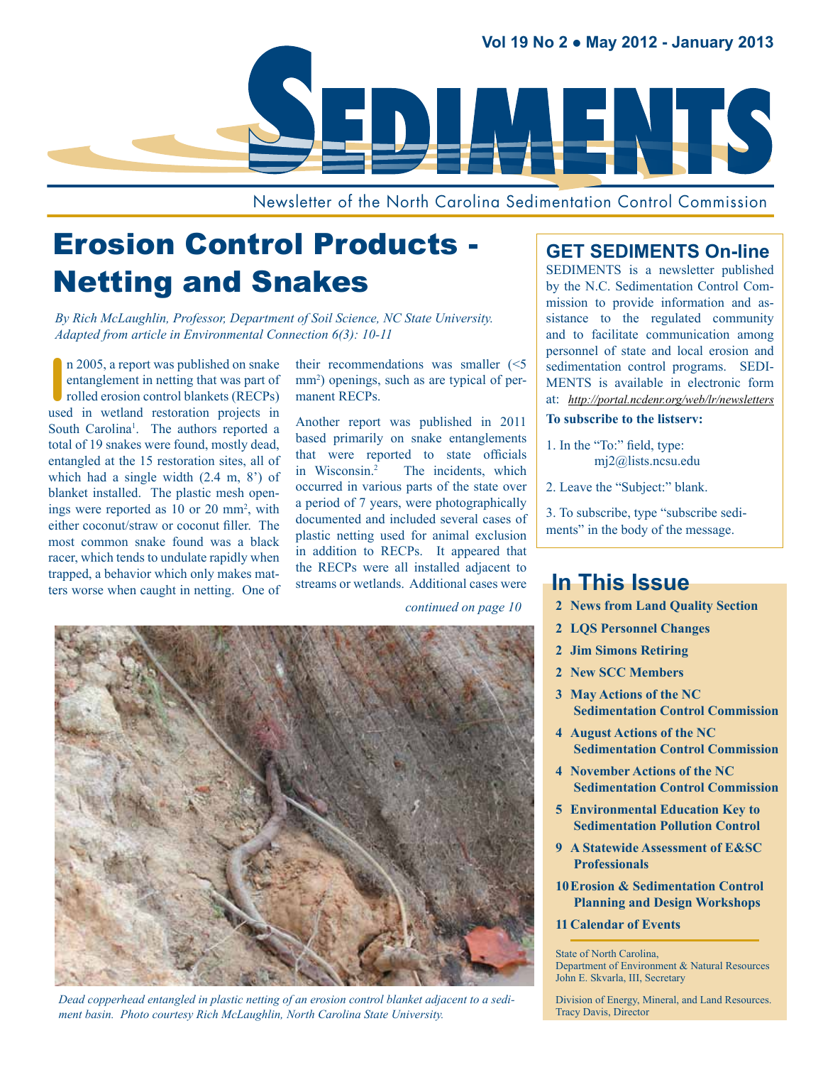Vol 19 No 2 • May 2012 - January 2013

# SEDIMENTS

Newsletter of the North Carolina Sedimentation Control Commission

## Erosion Control Products - Netting and Snakes

*By Rich McLaughlin, Professor, Department of Soil Science, NC State University. Adapted from article in Environmental Connection 6(3): 10-11*

In 2005, a report was published on snake entanglement in netting that was part of rolled erosion control blankets (RECPs) used in wetland restoration projects in South Carolina[1]. The authors reported a total of 19 snakes were found, mostly dead, entangled at the 15 restoration sites, all of which had a single width (2.4 m, 8') of blanket installed. The plastic mesh openings were reported as 10 or 20 mm$^2$, with either coconut/straw or coconut filler. The most common snake found was a black racer, which tends to undulate rapidly when trapped, a behavior which only makes matters worse when caught in netting. One of their recommendations was smaller (<5 mm$^2$) openings, such as are typical of permanent RECPs.

Another report was published in 2011 based primarily on snake entanglements that were reported to state officials in Wisconsin.[2] The incidents, which occurred in various parts of the state over a period of 7 years, were photographically documented and included several cases of plastic netting used for animal exclusion in addition to RECPs. It appeared that the RECPs were all installed adjacent to streams or wetlands. Additional cases were

*continued on page 10*

*Dead copperhead entangled in plastic netting of an erosion control blanket adjacent to a sediment basin. Photo courtesy Rich McLaughlin, North Carolina State University.*

## GET SEDIMENTS On-line

SEDIMENTS is a newsletter published by the N.C. Sedimentation Control Commission to provide information and assistance to the regulated community and to facilitate communication among personnel of state and local erosion and sedimentation control programs. SEDIMENTS is available in electronic form at: *http://portal.ncdenr.org/web/lr/newsletters*

**To subscribe to the listserv:**

1. In the "To:" field, type: mj2@lists.ncsu.edu
2. Leave the "Subject:" blank.
3. To subscribe, type "subscribe sediments" in the body of the message.

## In This Issue

- **2 News from Land Quality Section**
- **2 LQS Personnel Changes**
- **2 Jim Simons Retiring**
- **2 New SCC Members**
- **3 May Actions of the NC Sedimentation Control Commission**
- **4 August Actions of the NC Sedimentation Control Commission**
- **4 November Actions of the NC Sedimentation Control Commission**
- **5 Environmental Education Key to Sedimentation Pollution Control**
- **9 A Statewide Assessment of E&SC Professionals**
- **10 Erosion & Sedimentation Control Planning and Design Workshops**
- **11 Calendar of Events**

State of North Carolina,
Department of Environment & Natural Resources
John E. Skvarla, III, Secretary

Division of Energy, Mineral, and Land Resources.
Tracy Davis, Director